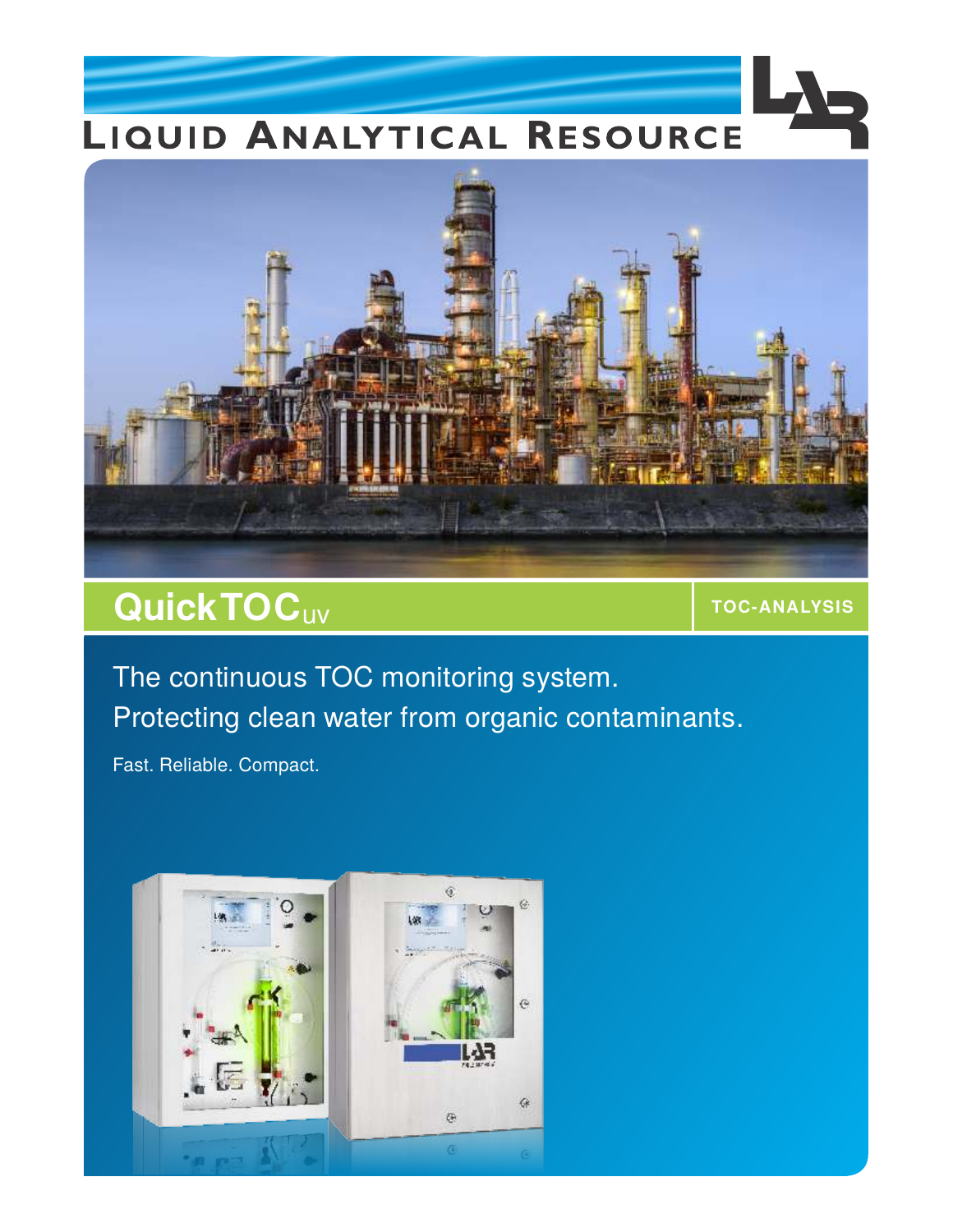# Liquid Analytical Resource

## QuickTOC$_{UV}$

**TOC-ANALYSIS**

The continuous TOC monitoring system.
Protecting clean water from organic contaminants.

Fast. Reliable. Compact.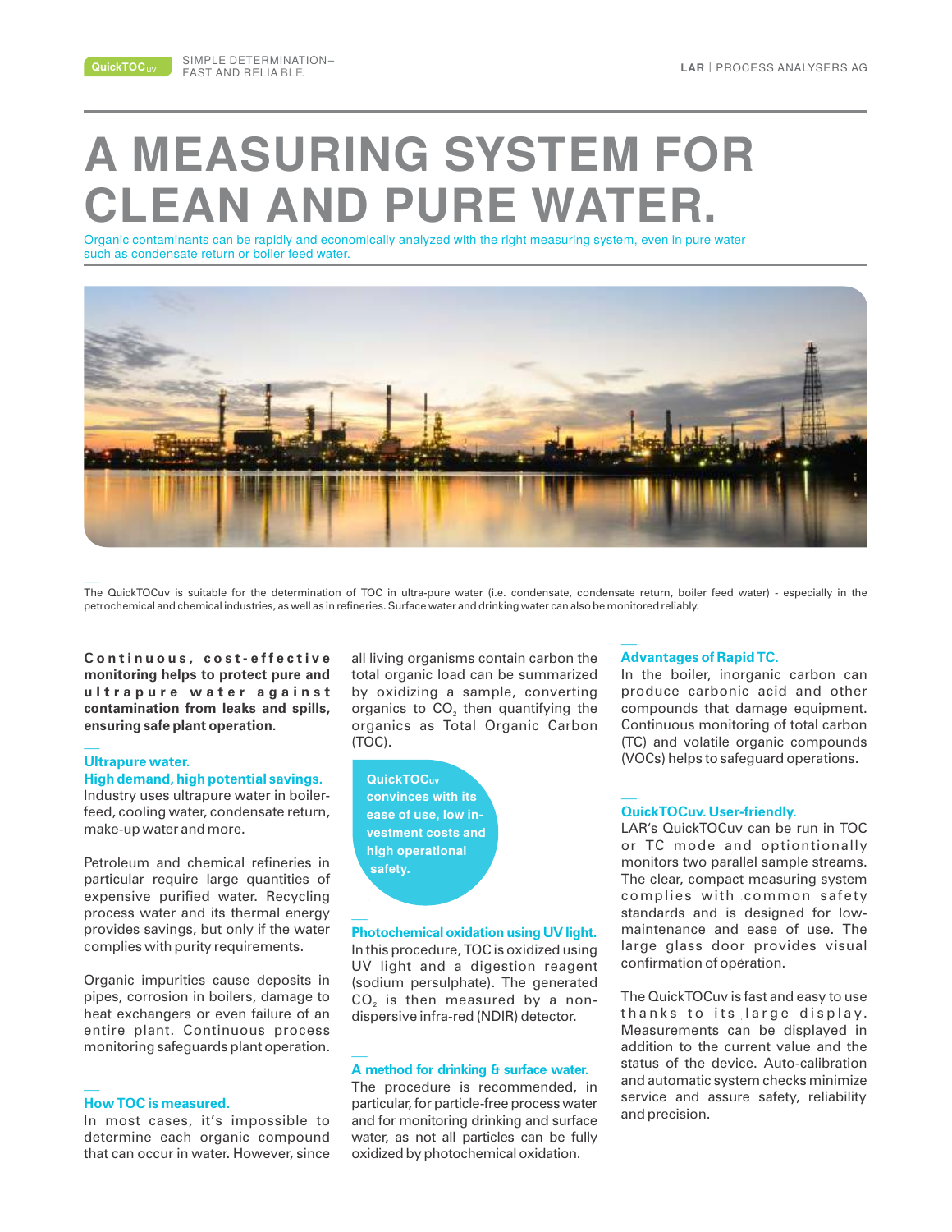# A MEASURING SYSTEM FOR CLEAN AND PURE WATER.

Organic contaminants can be rapidly and economically analyzed with the right measuring system, even in pure water such as condensate return or boiler feed water.

The QuickTOCuv is suitable for the determination of TOC in ultra-pure water (i.e. condensate, condensate return, boiler feed water) - especially in the petrochemical and chemical industries, as well as in refineries. Surface water and drinking water can also be monitored reliably.

**Continuous, cost-effective monitoring helps to protect pure and ultrapure water against contamination from leaks and spills, ensuring safe plant operation.**

### Ultrapure water. High demand, high potential savings.

Industry uses ultrapure water in boiler-feed, cooling water, condensate return, make-up water and more.

Petroleum and chemical refineries in particular require large quantities of expensive purified water. Recycling process water and its thermal energy provides savings, but only if the water complies with purity requirements.

Organic impurities cause deposits in pipes, corrosion in boilers, damage to heat exchangers or even failure of an entire plant. Continuous process monitoring safeguards plant operation.

### How TOC is measured.

In most cases, it's impossible to determine each organic compound that can occur in water. However, since all living organisms contain carbon the total organic load can be summarized by oxidizing a sample, converting organics to $CO_2$ then quantifying the organics as Total Organic Carbon (TOC).

**QuickTOCuv convinces with its ease of use, low investment costs and high operational safety.**

### Photochemical oxidation using UV light.

In this procedure, TOC is oxidized using UV light and a digestion reagent (sodium persulphate). The generated $CO_2$ is then measured by a non-dispersive infra-red (NDIR) detector.

### A method for drinking & surface water.

The procedure is recommended, in particular, for particle-free process water and for monitoring drinking and surface water, as not all particles can be fully oxidized by photochemical oxidation.

### Advantages of Rapid TC.

In the boiler, inorganic carbon can produce carbonic acid and other compounds that damage equipment. Continuous monitoring of total carbon (TC) and volatile organic compounds (VOCs) helps to safeguard operations.

### QuickTOCuv. User-friendly.

LAR's QuickTOCuv can be run in TOC or TC mode and optiontionally monitors two parallel sample streams. The clear, compact measuring system complies with common safety standards and is designed for low-maintenance and ease of use. The large glass door provides visual confirmation of operation.

The QuickTOCuv is fast and easy to use thanks to its large display. Measurements can be displayed in addition to the current value and the status of the device. Auto-calibration and automatic system checks minimize service and assure safety, reliability and precision.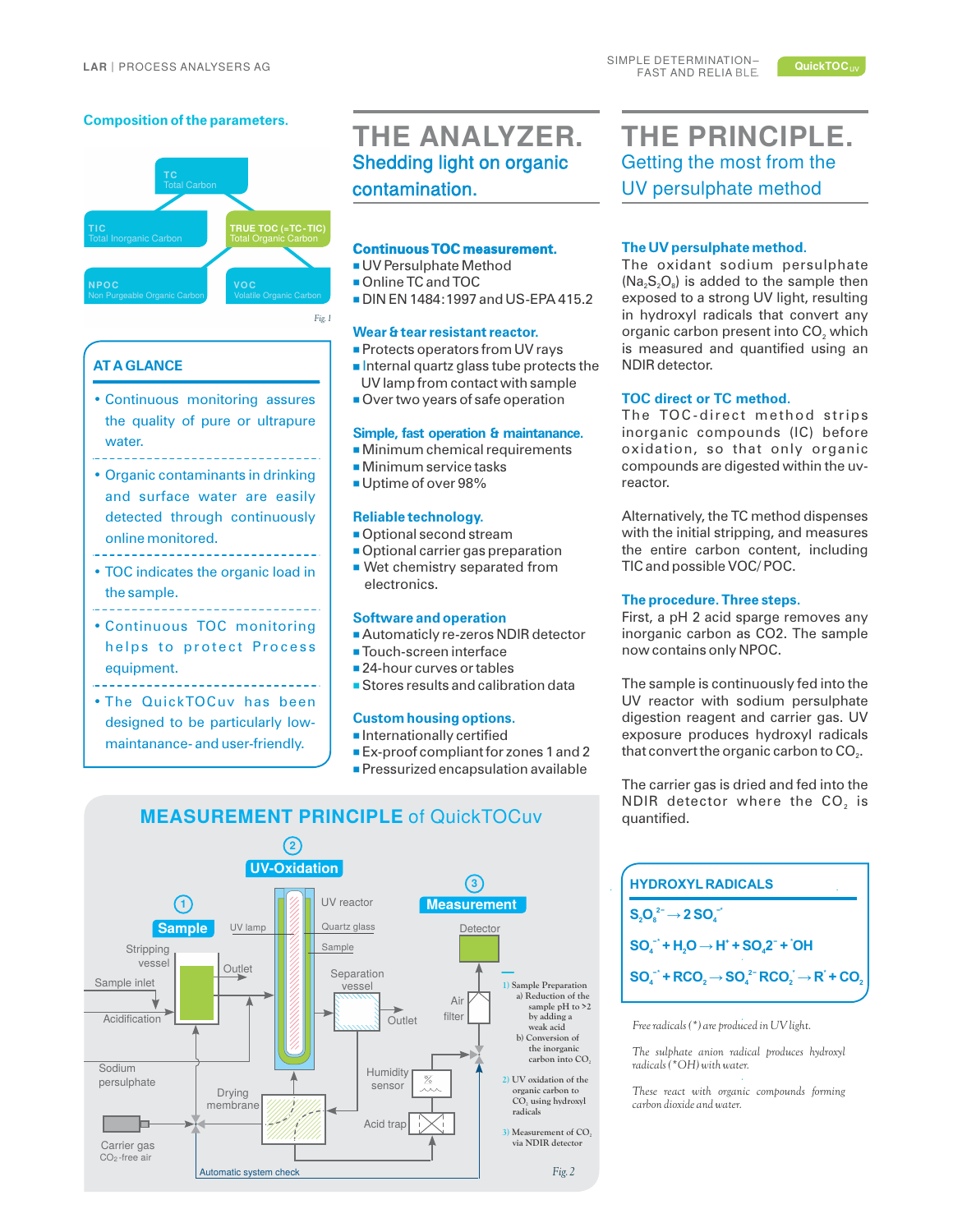## Composition of the parameters.

- TC – Total Carbon
  - TIC – Total Inorganic Carbon
  - TRUE TOC (=TC-TIC) – Total Organic Carbon
    - NPOC – Non Purgeable Organic Carbon
    - VOC – Volatile Organic Carbon

Fig. 1

### AT A GLANCE

- Continuous monitoring assures the quality of pure or ultrapure water.
- Organic contaminants in drinking and surface water are easily detected through continuously online monitored.
- TOC indicates the organic load in the sample.
- Continuous TOC monitoring helps to protect Process equipment.
- The QuickTOCuv has been designed to be particularly low-maintanance- and user-friendly.

# THE ANALYZER.

## Shedding light on organic contamination.

**Continuous TOC measurement.**

- UV Persulphate Method
- Online TC and TOC
- DIN EN 1484:1997 and US-EPA 415.2

**Wear & tear resistant reactor.**

- Protects operators from UV rays
- Internal quartz glass tube protects the UV lamp from contact with sample
- Over two years of safe operation

**Simple, fast operation & maintanance.**

- Minimum chemical requirements
- Minimum service tasks
- Uptime of over 98%

**Reliable technology.**

- Optional second stream
- Optional carrier gas preparation
- Wet chemistry separated from electronics.

**Software and operation**

- Automaticly re-zeros NDIR detector
- Touch-screen interface
- 24-hour curves or tables
- Stores results and calibration data

**Custom housing options.**

- Internationally certified
- Ex-proof compliant for zones 1 and 2
- Pressurized encapsulation available

# THE PRINCIPLE.

## Getting the most from the UV persulphate method

**The UV persulphate method.**
The oxidant sodium persulphate ($Na_2S_2O_8$) is added to the sample then exposed to a strong UV light, resulting in hydroxyl radicals that convert any organic carbon present into $CO_2$ which is measured and quantified using an NDIR detector.

**TOC direct or TC method.**
The TOC-direct method strips inorganic compounds (IC) before oxidation, so that only organic compounds are digested within the uv-reactor.

Alternatively, the TC method dispenses with the initial stripping, and measures the entire carbon content, including TIC and possible VOC/ POC.

**The procedure. Three steps.**
First, a pH 2 acid sparge removes any inorganic carbon as CO2. The sample now contains only NPOC.

The sample is continuously fed into the UV reactor with sodium persulphate digestion reagent and carrier gas. UV exposure produces hydroxyl radicals that convert the organic carbon to $CO_2$.

The carrier gas is dried and fed into the NDIR detector where the $CO_2$ is quantified.

## MEASUREMENT PRINCIPLE of QuickTOCuv

① Sample – ② UV-Oxidation – ③ Measurement

Labels: Stripping vessel, Sample inlet, Acidification, Outlet, Sodium persulphate, UV lamp, UV reactor, Quartz glass, Sample, Separation vessel, Outlet, Drying membrane, Carrier gas $CO_2$-free air, Humidity sensor, Acid trap, Air filter, Detector, Automatic system check

1) Sample Preparation
   a) Reduction of the sample pH to >2 by adding a weak acid
   b) Conversion of the inorganic carbon into $CO_2$
2) UV oxidation of the organic carbon to $CO_2$ using hydroxyl radicals
3) Measurement of $CO_2$ via NDIR detector

Fig. 2

### HYDROXYL RADICALS

$$S_2O_8^{2-} \rightarrow 2\,SO_4^{\cdot-}$$

$$SO_4^{\cdot-} + H_2O \rightarrow H^+ + SO_4^{2-} + {}^{\cdot}OH$$

$$SO_4^{\cdot-} + RCO_2^- \rightarrow SO_4^{2-} + RCO_2^{\cdot} \rightarrow R^{\cdot} + CO_2$$

*Free radicals (\*) are produced in UV light.*

*The sulphate anion radical produces hydroxyl radicals (\*OH) with water.*

*These react with organic compounds forming carbon dioxide and water.*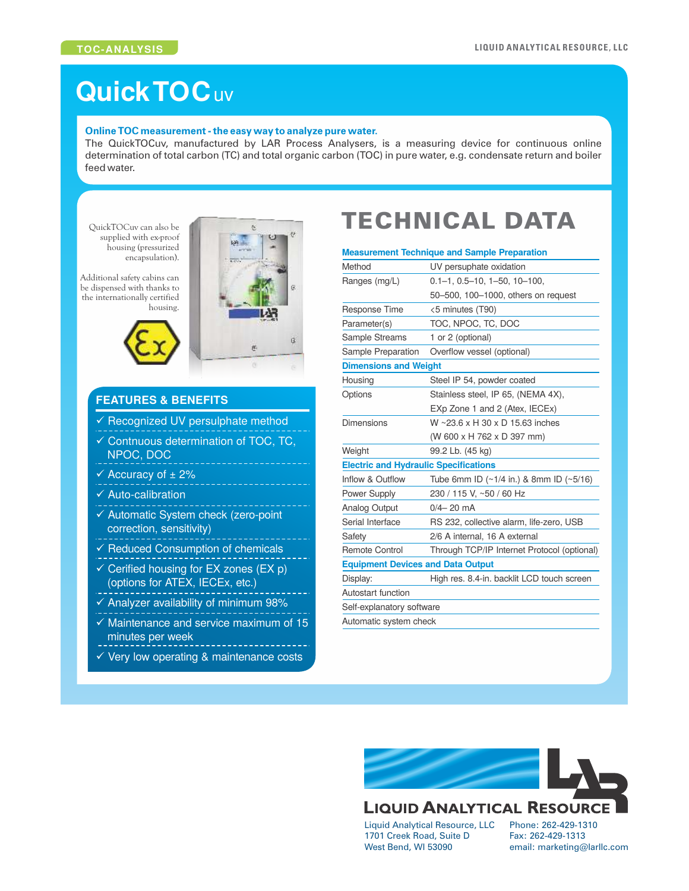TOC-ANALYSIS

# QuickTOCuv

**Online TOC measurement - the easy way to analyze pure water.**

The QuickTOCuv, manufactured by LAR Process Analysers, is a measuring device for continuous online determination of total carbon (TC) and total organic carbon (TOC) in pure water, e.g. condensate return and boiler feed water.

QuickTOCuv can also be supplied with ex-proof housing (pressurized encapsulation).

Additional safety cabins can be dispensed with thanks to the internationally certified housing.

## FEATURES & BENEFITS

- ✓ Recognized UV persulphate method
- ✓ Contnuous determination of TOC, TC, NPOC, DOC
- ✓ Accuracy of ± 2%
- ✓ Auto-calibration
- ✓ Automatic System check (zero-point correction, sensitivity)
- ✓ Reduced Consumption of chemicals
- ✓ Cerified housing for EX zones (EX p) (options for ATEX, IECEx, etc.)
- ✓ Analyzer availability of minimum 98%
- ✓ Maintenance and service maximum of 15 minutes per week
- ✓ Very low operating & maintenance costs

## TECHNICAL DATA

### Measurement Technique and Sample Preparation

| | |
|---|---|
| Method | UV persuphate oxidation |
| Ranges (mg/L) | 0.1–1, 0.5–10, 1–50, 10–100, 50–500, 100–1000, others on request |
| Response Time | <5 minutes (T90) |
| Parameter(s) | TOC, NPOC, TC, DOC |
| Sample Streams | 1 or 2 (optional) |
| Sample Preparation | Overflow vessel (optional) |

### Dimensions and Weight

| | |
|---|---|
| Housing | Steel IP 54, powder coated |
| Options | Stainless steel, IP 65, (NEMA 4X), EXp Zone 1 and 2 (Atex, IECEx) |
| Dimensions | W ~23.6 x H 30 x D 15.63 inches (W 600 x H 762 x D 397 mm) |
| Weight | 99.2 Lb. (45 kg) |

### Electric and Hydraulic Specifications

| | |
|---|---|
| Inflow & Outflow | Tube 6mm ID (~1/4 in.) & 8mm ID (~5/16) |
| Power Supply | 230 / 115 V, ~50 / 60 Hz |
| Analog Output | 0/4– 20 mA |
| Serial Interface | RS 232, collective alarm, life-zero, USB |
| Safety | 2/6 A internal, 16 A external |
| Remote Control | Through TCP/IP Internet Protocol (optional) |

### Equipment Devices and Data Output

| | |
|---|---|
| Display: | High res. 8.4-in. backlit LCD touch screen |
| Autostart function | |
| Self-explanatory software | |
| Automatic system check | |

LIQUID ANALYTICAL RESOURCE

Liquid Analytical Resource, LLC
1701 Creek Road, Suite D
West Bend, WI 53090

Phone: 262-429-1310
Fax: 262-429-1313
email: marketing@larllc.com